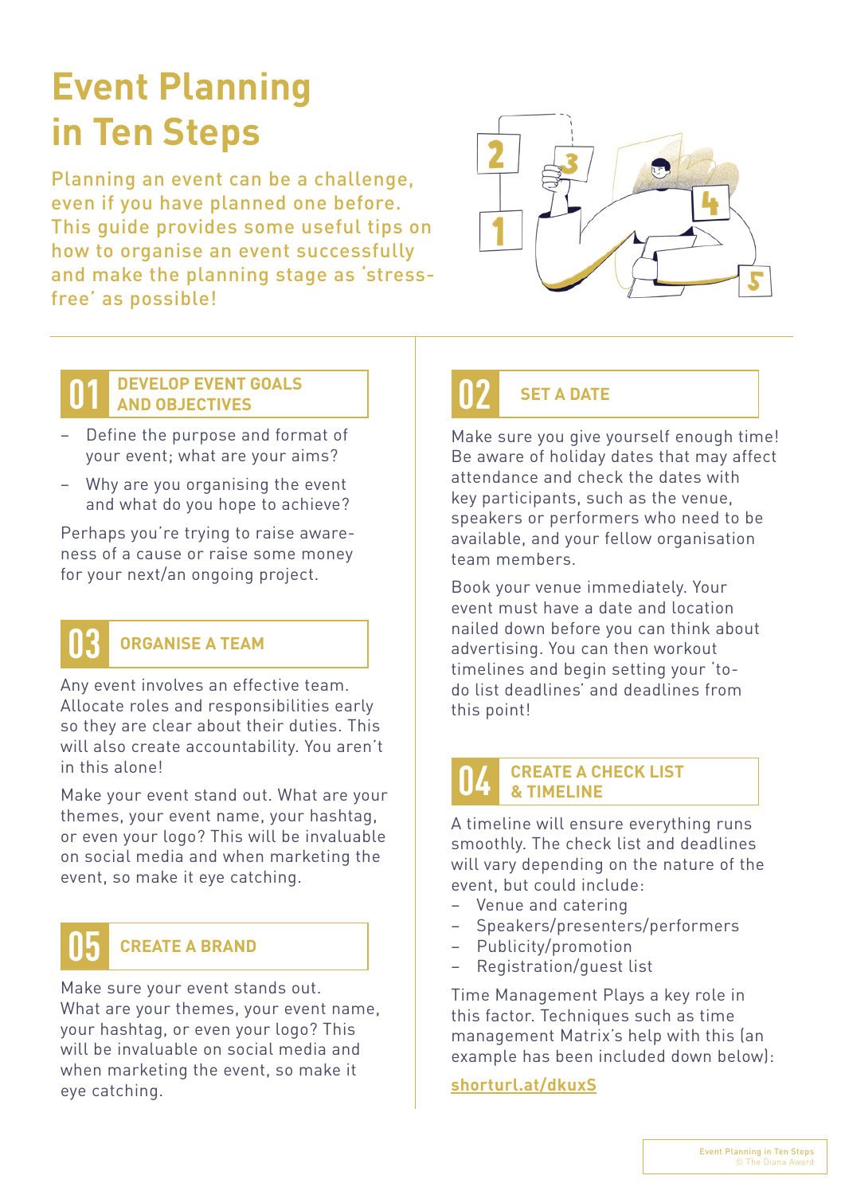# Event Planning in Ten Steps

Planning an event can be a challenge, even if you have planned one before. This guide provides some useful tips on how to organise an event successfully and make the planning stage as 'stress-free' as possible!

## 01 DEVELOP EVENT GOALS AND OBJECTIVES

- Define the purpose and format of your event; what are your aims?
- Why are you organising the event and what do you hope to achieve?

Perhaps you're trying to raise awareness of a cause or raise some money for your next/an ongoing project.

## 03 ORGANISE A TEAM

Any event involves an effective team. Allocate roles and responsibilities early so they are clear about their duties. This will also create accountability. You aren't in this alone!

Make your event stand out. What are your themes, your event name, your hashtag, or even your logo? This will be invaluable on social media and when marketing the event, so make it eye catching.

## 05 CREATE A BRAND

Make sure your event stands out. What are your themes, your event name, your hashtag, or even your logo? This will be invaluable on social media and when marketing the event, so make it eye catching.

## 02 SET A DATE

Make sure you give yourself enough time! Be aware of holiday dates that may affect attendance and check the dates with key participants, such as the venue, speakers or performers who need to be available, and your fellow organisation team members.

Book your venue immediately. Your event must have a date and location nailed down before you can think about advertising. You can then workout timelines and begin setting your 'to-do list deadlines' and deadlines from this point!

## 04 CREATE A CHECK LIST & TIMELINE

A timeline will ensure everything runs smoothly. The check list and deadlines will vary depending on the nature of the event, but could include:

- Venue and catering
- Speakers/presenters/performers
- Publicity/promotion
- Registration/guest list

Time Management Plays a key role in this factor. Techniques such as time management Matrix's help with this (an example has been included down below):

**shorturl.at/dkuxS**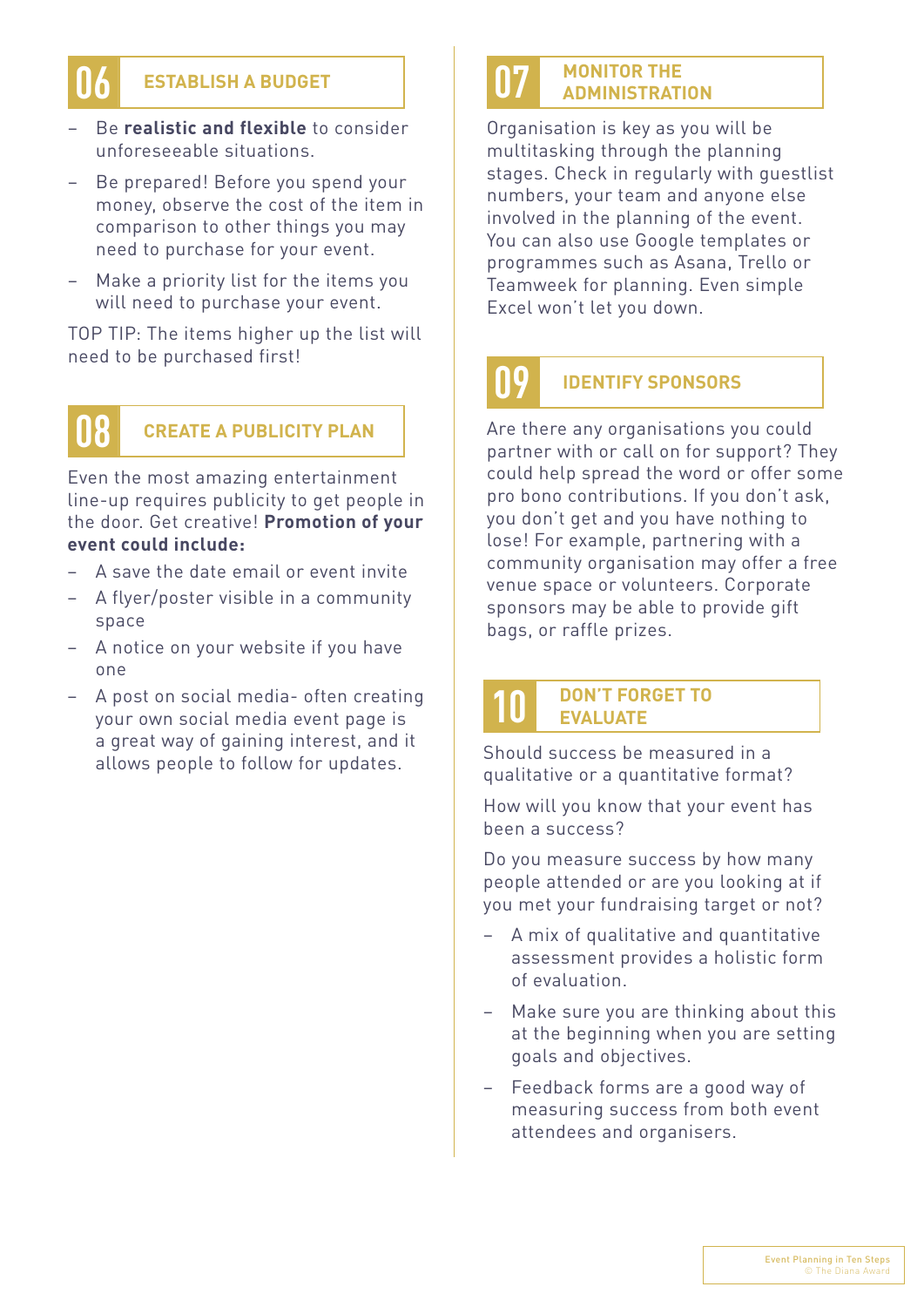## 06 ESTABLISH A BUDGET

- Be **realistic and flexible** to consider unforeseeable situations.
- Be prepared! Before you spend your money, observe the cost of the item in comparison to other things you may need to purchase for your event.
- Make a priority list for the items you will need to purchase your event.

TOP TIP: The items higher up the list will need to be purchased first!

## 08 CREATE A PUBLICITY PLAN

Even the most amazing entertainment line-up requires publicity to get people in the door. Get creative! **Promotion of your event could include:**

- A save the date email or event invite
- A flyer/poster visible in a community space
- A notice on your website if you have one
- A post on social media- often creating your own social media event page is a great way of gaining interest, and it allows people to follow for updates.

## 07 MONITOR THE ADMINISTRATION

Organisation is key as you will be multitasking through the planning stages. Check in regularly with guestlist numbers, your team and anyone else involved in the planning of the event. You can also use Google templates or programmes such as Asana, Trello or Teamweek for planning. Even simple Excel won't let you down.

## 09 IDENTIFY SPONSORS

Are there any organisations you could partner with or call on for support? They could help spread the word or offer some pro bono contributions. If you don't ask, you don't get and you have nothing to lose! For example, partnering with a community organisation may offer a free venue space or volunteers. Corporate sponsors may be able to provide gift bags, or raffle prizes.

## 10 DON'T FORGET TO EVALUATE

Should success be measured in a qualitative or a quantitative format?

How will you know that your event has been a success?

Do you measure success by how many people attended or are you looking at if you met your fundraising target or not?

- A mix of qualitative and quantitative assessment provides a holistic form of evaluation.
- Make sure you are thinking about this at the beginning when you are setting goals and objectives.
- Feedback forms are a good way of measuring success from both event attendees and organisers.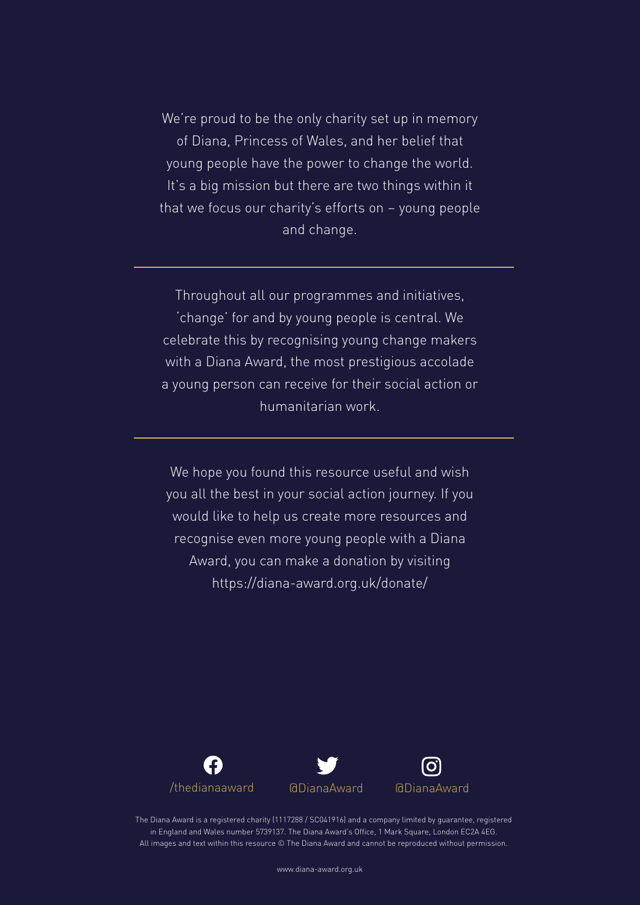We're proud to be the only charity set up in memory of Diana, Princess of Wales, and her belief that young people have the power to change the world. It's a big mission but there are two things within it that we focus our charity's efforts on – young people and change.

---

Throughout all our programmes and initiatives, 'change' for and by young people is central. We celebrate this by recognising young change makers with a Diana Award, the most prestigious accolade a young person can receive for their social action or humanitarian work.

---

We hope you found this resource useful and wish you all the best in your social action journey. If you would like to help us create more resources and recognise even more young people with a Diana Award, you can make a donation by visiting https://diana-award.org.uk/donate/

/thedianaaward @DianaAward @DianaAward

The Diana Award is a registered charity (1117288 / SC041916) and a company limited by guarantee, registered in England and Wales number 5739137. The Diana Award's Office, 1 Mark Square, London EC2A 4EG. All images and text within this resource © The Diana Award and cannot be reproduced without permission.

www.diana-award.org.uk